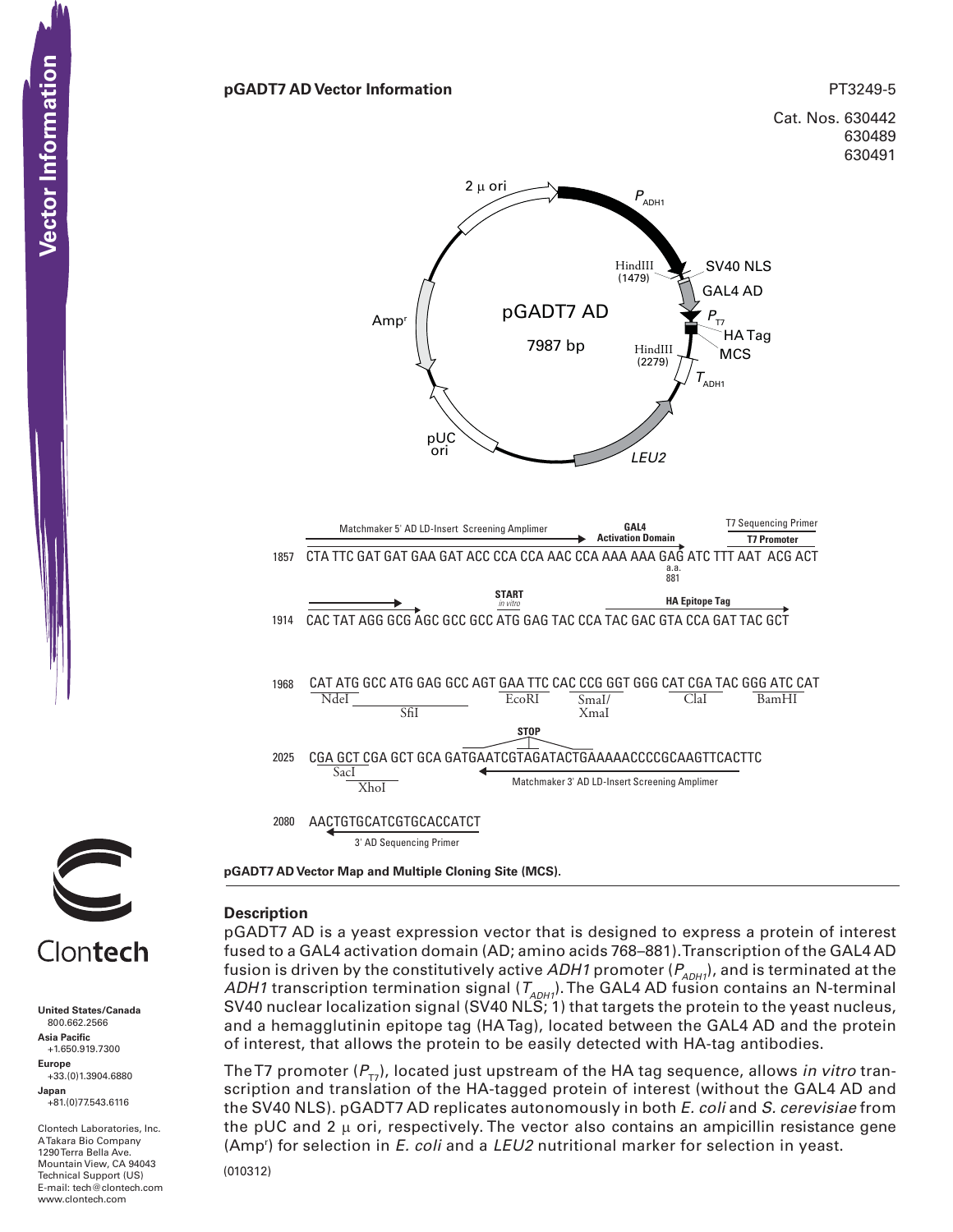# pGADT7 AD Vector Information

PT3249-5

Cat. Nos. 630442
630489
630491

pGADT7 AD
7987 bp

2 μ ori, $P_{ADH1}$, HindIII (1479), SV40 NLS, GAL4 AD, $P_{T7}$, HA Tag, MCS, HindIII (2279), $T_{ADH1}$, LEU2, pUC ori, Amp[r]

```
        Matchmaker 5' AD LD-Insert Screening Amplimer     GAL4 Activation Domain    T7 Sequencing Primer / T7 Promoter
1857  CTA TTC GAT GAT GAA GAT ACC CCA CCA AAC CCA AAA AAA GAG ATC TTT AAT ACG ACT
                                                       a.a. 881

                              START (in vitro)            HA Epitope Tag
1914  CAC TAT AGG GCG AGC GCC GCC ATG GAG TAC CCA TAC GAC GTA CCA GAT TAC GCT

1968  CAT ATG GCC ATG GAG GCC AGT GAA TTC CAC CCG GGT GGG CAT CGA TAC GGG ATC CAT
       NdeI        SfiI          EcoRI    SmaI/XmaI        ClaI         BamHI

                                      STOP
2025  CGA GCT CGA GCT GCA GATGAATCGTAGATACTGAAAAACCCCGCAAGTTCACTTC
       SacI  XhoI              Matchmaker 3' AD LD-Insert Screening Amplimer

2080  AACTGTGCATCGTGCACCATCT
        3' AD Sequencing Primer
```

**pGADT7 AD Vector Map and Multiple Cloning Site (MCS).**

## Description

pGADT7 AD is a yeast expression vector that is designed to express a protein of interest fused to a GAL4 activation domain (AD; amino acids 768–881). Transcription of the GAL4 AD fusion is driven by the constitutively active *ADH1* promoter ($P_{ADH1}$), and is terminated at the *ADH1* transcription termination signal ($T_{ADH1}$). The GAL4 AD fusion contains an N-terminal SV40 nuclear localization signal (SV40 NLS; 1) that targets the protein to the yeast nucleus, and a hemagglutinin epitope tag (HA Tag), located between the GAL4 AD and the protein of interest, that allows the protein to be easily detected with HA-tag antibodies.

The T7 promoter ($P_{T7}$), located just upstream of the HA tag sequence, allows *in vitro* transcription and translation of the HA-tagged protein of interest (without the GAL4 AD and the SV40 NLS). pGADT7 AD replicates autonomously in both *E. coli* and *S. cerevisiae* from the pUC and 2 μ ori, respectively. The vector also contains an ampicillin resistance gene (Amp[r]) for selection in *E. coli* and a *LEU2* nutritional marker for selection in yeast.

(010312)

Clontech

**United States/Canada**
800.662.2566
**Asia Pacific**
+1.650.919.7300
**Europe**
+33.(0)1.3904.6880
**Japan**
+81.(0)77.543.6116

Clontech Laboratories, Inc.
A Takara Bio Company
1290 Terra Bella Ave.
Mountain View, CA 94043
Technical Support (US)
E-mail: tech@clontech.com
www.clontech.com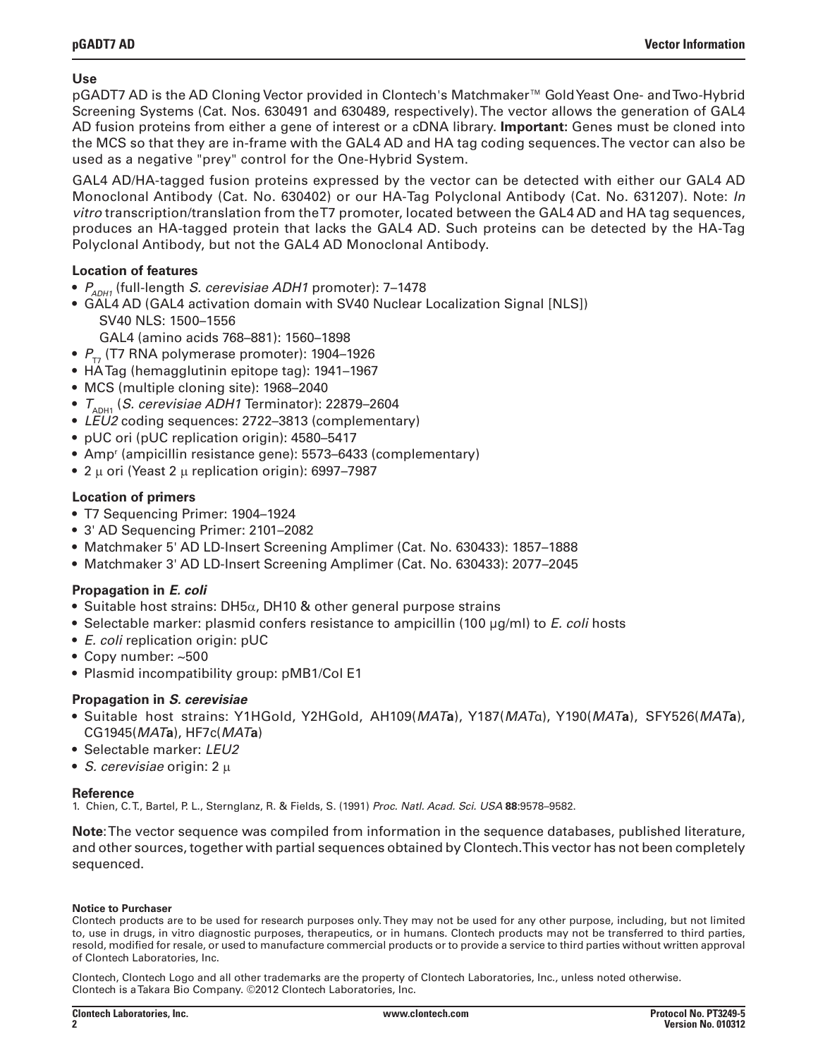## Use

pGADT7 AD is the AD Cloning Vector provided in Clontech's Matchmaker™ Gold Yeast One- and Two-Hybrid Screening Systems (Cat. Nos. 630491 and 630489, respectively). The vector allows the generation of GAL4 AD fusion proteins from either a gene of interest or a cDNA library. **Important:** Genes must be cloned into the MCS so that they are in-frame with the GAL4 AD and HA tag coding sequences. The vector can also be used as a negative "prey" control for the One-Hybrid System.

GAL4 AD/HA-tagged fusion proteins expressed by the vector can be detected with either our GAL4 AD Monoclonal Antibody (Cat. No. 630402) or our HA-Tag Polyclonal Antibody (Cat. No. 631207). Note: *In vitro* transcription/translation from the T7 promoter, located between the GAL4 AD and HA tag sequences, produces an HA-tagged protein that lacks the GAL4 AD. Such proteins can be detected by the HA-Tag Polyclonal Antibody, but not the GAL4 AD Monoclonal Antibody.

## Location of features

- $P_{ADH1}$ (full-length *S. cerevisiae ADH1* promoter): 7–1478
- GAL4 AD (GAL4 activation domain with SV40 Nuclear Localization Signal [NLS])
  - SV40 NLS: 1500–1556
  - GAL4 (amino acids 768–881): 1560–1898
- $P_{T7}$ (T7 RNA polymerase promoter): 1904–1926
- HA Tag (hemagglutinin epitope tag): 1941–1967
- MCS (multiple cloning site): 1968–2040
- $T_{ADH1}$ (*S. cerevisiae ADH1* Terminator): 22879–2604
- *LEU2* coding sequences: 2722–3813 (complementary)
- pUC ori (pUC replication origin): 4580–5417
- Amp$^r$ (ampicillin resistance gene): 5573–6433 (complementary)
- 2 μ ori (Yeast 2 μ replication origin): 6997–7987

## Location of primers

- T7 Sequencing Primer: 1904–1924
- 3' AD Sequencing Primer: 2101–2082
- Matchmaker 5' AD LD-Insert Screening Amplimer (Cat. No. 630433): 1857–1888
- Matchmaker 3' AD LD-Insert Screening Amplimer (Cat. No. 630433): 2077–2045

## Propagation in *E. coli*

- Suitable host strains: DH5α, DH10 & other general purpose strains
- Selectable marker: plasmid confers resistance to ampicillin (100 μg/ml) to *E. coli* hosts
- *E. coli* replication origin: pUC
- Copy number: ~500
- Plasmid incompatibility group: pMB1/Col E1

## Propagation in *S. cerevisiae*

- Suitable host strains: Y1HGold, Y2HGold, AH109(*MAT***a**), Y187(*MAT*α), Y190(*MAT***a**), SFY526(*MAT***a**), CG1945(*MAT***a**), HF7c(*MAT***a**)
- Selectable marker: *LEU2*
- *S. cerevisiae* origin: 2 μ

## Reference

1. Chien, C. T., Bartel, P. L., Sternglanz, R. & Fields, S. (1991) *Proc. Natl. Acad. Sci. USA* **88**:9578–9582.

**Note**: The vector sequence was compiled from information in the sequence databases, published literature, and other sources, together with partial sequences obtained by Clontech. This vector has not been completely sequenced.

**Notice to Purchaser**

Clontech products are to be used for research purposes only. They may not be used for any other purpose, including, but not limited to, use in drugs, in vitro diagnostic purposes, therapeutics, or in humans. Clontech products may not be transferred to third parties, resold, modified for resale, or used to manufacture commercial products or to provide a service to third parties without written approval of Clontech Laboratories, Inc.

Clontech, Clontech Logo and all other trademarks are the property of Clontech Laboratories, Inc., unless noted otherwise. Clontech is a Takara Bio Company. ©2012 Clontech Laboratories, Inc.